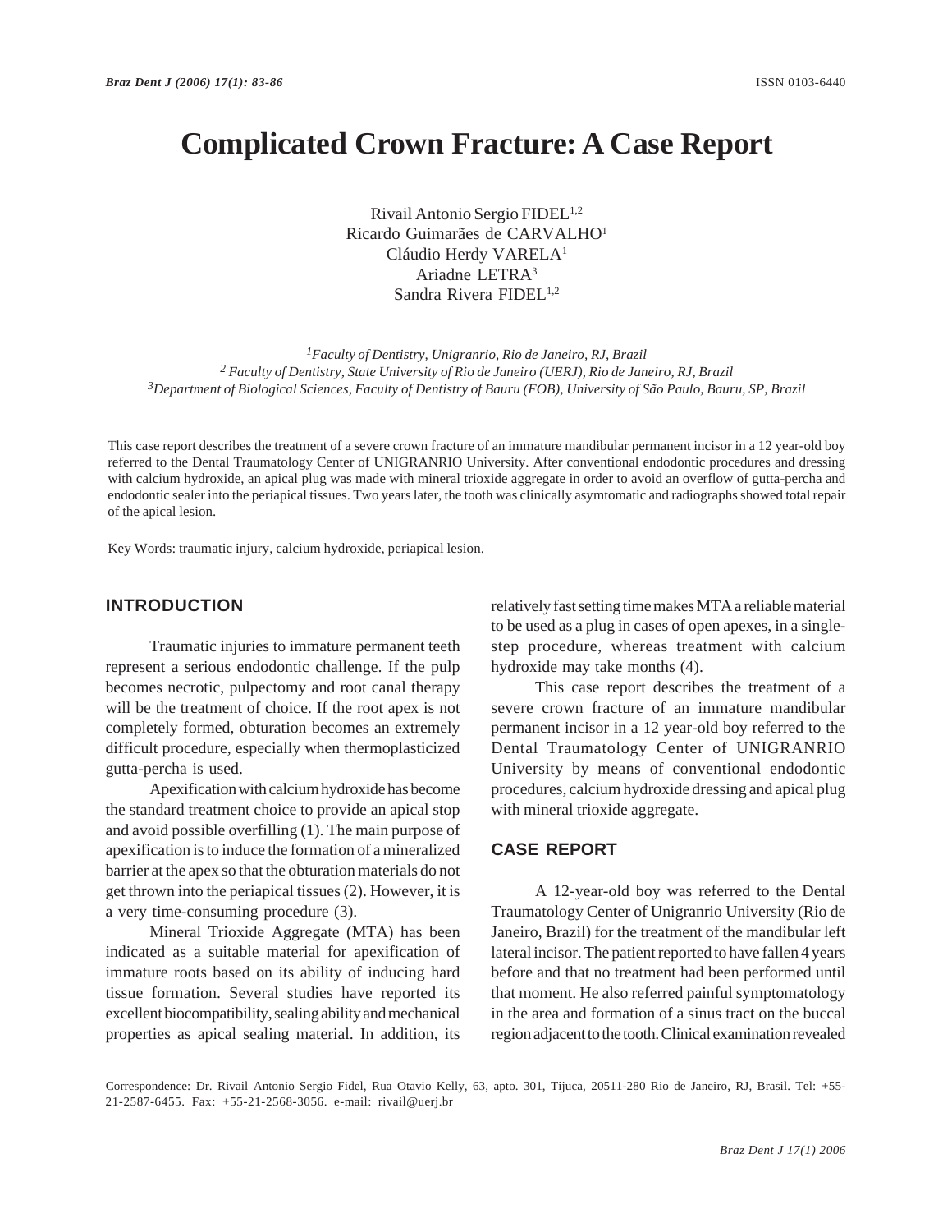# Complicated Crown Fracture: A Case Report

Rivail Antonio Sergio FIDEL[1,2]
Ricardo Guimarães de CARVALHO[1]
Cláudio Herdy VARELA[1]
Ariadne LETRA[3]
Sandra Rivera FIDEL[1,2]

*[1]Faculty of Dentistry, Unigranrio, Rio de Janeiro, RJ, Brazil*
*[2] Faculty of Dentistry, State University of Rio de Janeiro (UERJ), Rio de Janeiro, RJ, Brazil*
*[3]Department of Biological Sciences, Faculty of Dentistry of Bauru (FOB), University of São Paulo, Bauru, SP, Brazil*

This case report describes the treatment of a severe crown fracture of an immature mandibular permanent incisor in a 12 year-old boy referred to the Dental Traumatology Center of UNIGRANRIO University. After conventional endodontic procedures and dressing with calcium hydroxide, an apical plug was made with mineral trioxide aggregate in order to avoid an overflow of gutta-percha and endodontic sealer into the periapical tissues. Two years later, the tooth was clinically asymtomatic and radiographs showed total repair of the apical lesion.

Key Words: traumatic injury, calcium hydroxide, periapical lesion.

## INTRODUCTION

Traumatic injuries to immature permanent teeth represent a serious endodontic challenge. If the pulp becomes necrotic, pulpectomy and root canal therapy will be the treatment of choice. If the root apex is not completely formed, obturation becomes an extremely difficult procedure, especially when thermoplasticized gutta-percha is used.

Apexification with calcium hydroxide has become the standard treatment choice to provide an apical stop and avoid possible overfilling (1). The main purpose of apexification is to induce the formation of a mineralized barrier at the apex so that the obturation materials do not get thrown into the periapical tissues (2). However, it is a very time-consuming procedure (3).

Mineral Trioxide Aggregate (MTA) has been indicated as a suitable material for apexification of immature roots based on its ability of inducing hard tissue formation. Several studies have reported its excellent biocompatibility, sealing ability and mechanical properties as apical sealing material. In addition, its relatively fast setting time makes MTA a reliable material to be used as a plug in cases of open apexes, in a single-step procedure, whereas treatment with calcium hydroxide may take months (4).

This case report describes the treatment of a severe crown fracture of an immature mandibular permanent incisor in a 12 year-old boy referred to the Dental Traumatology Center of UNIGRANRIO University by means of conventional endodontic procedures, calcium hydroxide dressing and apical plug with mineral trioxide aggregate.

## CASE REPORT

A 12-year-old boy was referred to the Dental Traumatology Center of Unigranrio University (Rio de Janeiro, Brazil) for the treatment of the mandibular left lateral incisor. The patient reported to have fallen 4 years before and that no treatment had been performed until that moment. He also referred painful symptomatology in the area and formation of a sinus tract on the buccal region adjacent to the tooth. Clinical examination revealed

Correspondence: Dr. Rivail Antonio Sergio Fidel, Rua Otavio Kelly, 63, apto. 301, Tijuca, 20511-280 Rio de Janeiro, RJ, Brasil. Tel: +55-21-2587-6455. Fax: +55-21-2568-3056. e-mail: rivail@uerj.br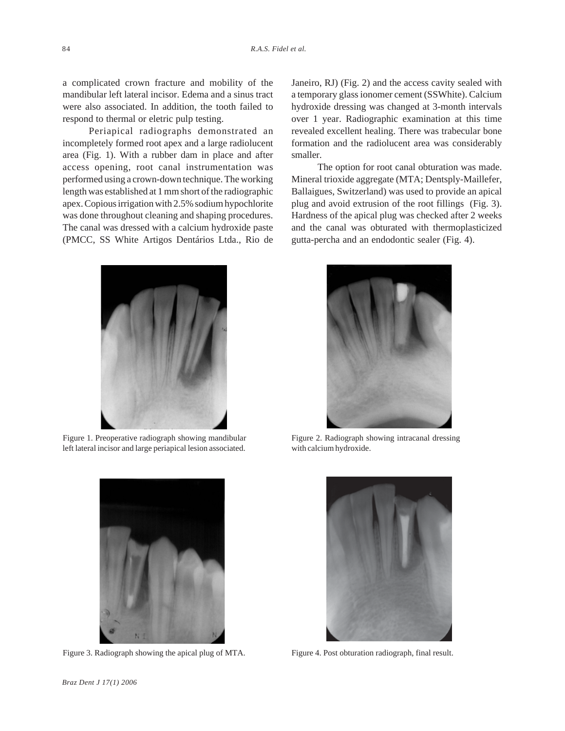a complicated crown fracture and mobility of the mandibular left lateral incisor. Edema and a sinus tract were also associated. In addition, the tooth failed to respond to thermal or eletric pulp testing.

Periapical radiographs demonstrated an incompletely formed root apex and a large radiolucent area (Fig. 1). With a rubber dam in place and after access opening, root canal instrumentation was performed using a crown-down technique. The working length was established at 1 mm short of the radiographic apex. Copious irrigation with 2.5% sodium hypochlorite was done throughout cleaning and shaping procedures. The canal was dressed with a calcium hydroxide paste (PMCC, SS White Artigos Dentários Ltda., Rio de Janeiro, RJ) (Fig. 2) and the access cavity sealed with a temporary glass ionomer cement (SSWhite). Calcium hydroxide dressing was changed at 3-month intervals over 1 year. Radiographic examination at this time revealed excellent healing. There was trabecular bone formation and the radiolucent area was considerably smaller.

The option for root canal obturation was made. Mineral trioxide aggregate (MTA; Dentsply-Maillefer, Ballaigues, Switzerland) was used to provide an apical plug and avoid extrusion of the root fillings (Fig. 3). Hardness of the apical plug was checked after 2 weeks and the canal was obturated with thermoplasticized gutta-percha and an endodontic sealer (Fig. 4).

Figure 1. Preoperative radiograph showing mandibular left lateral incisor and large periapical lesion associated.

Figure 2. Radiograph showing intracanal dressing with calcium hydroxide.

Figure 3. Radiograph showing the apical plug of MTA.

Figure 4. Post obturation radiograph, final result.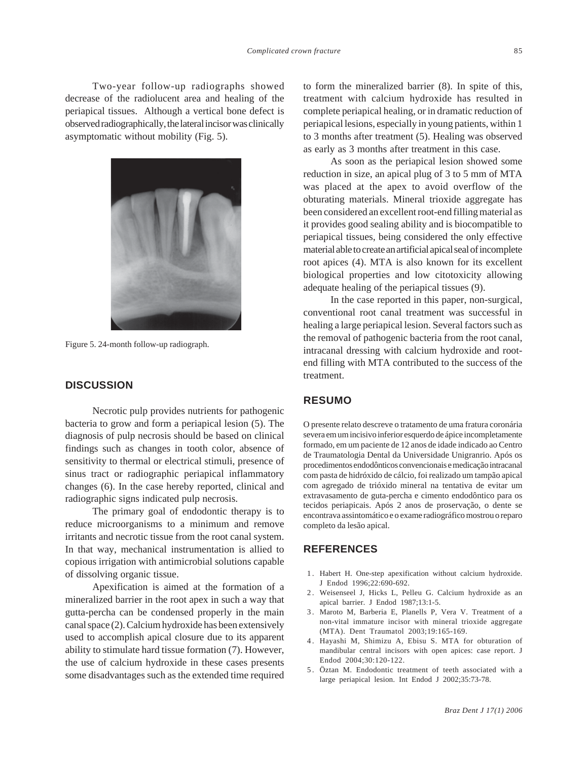Two-year follow-up radiographs showed decrease of the radiolucent area and healing of the periapical tissues. Although a vertical bone defect is observed radiographically, the lateral incisor was clinically asymptomatic without mobility (Fig. 5).

Figure 5. 24-month follow-up radiograph.

## DISCUSSION

Necrotic pulp provides nutrients for pathogenic bacteria to grow and form a periapical lesion (5). The diagnosis of pulp necrosis should be based on clinical findings such as changes in tooth color, absence of sensitivity to thermal or electrical stimuli, presence of sinus tract or radiographic periapical inflammatory changes (6). In the case hereby reported, clinical and radiographic signs indicated pulp necrosis.

The primary goal of endodontic therapy is to reduce microorganisms to a minimum and remove irritants and necrotic tissue from the root canal system. In that way, mechanical instrumentation is allied to copious irrigation with antimicrobial solutions capable of dissolving organic tissue.

Apexification is aimed at the formation of a mineralized barrier in the root apex in such a way that gutta-percha can be condensed properly in the main canal space (2). Calcium hydroxide has been extensively used to accomplish apical closure due to its apparent ability to stimulate hard tissue formation (7). However, the use of calcium hydroxide in these cases presents some disadvantages such as the extended time required to form the mineralized barrier (8). In spite of this, treatment with calcium hydroxide has resulted in complete periapical healing, or in dramatic reduction of periapical lesions, especially in young patients, within 1 to 3 months after treatment (5). Healing was observed as early as 3 months after treatment in this case.

As soon as the periapical lesion showed some reduction in size, an apical plug of 3 to 5 mm of MTA was placed at the apex to avoid overflow of the obturating materials. Mineral trioxide aggregate has been considered an excellent root-end filling material as it provides good sealing ability and is biocompatible to periapical tissues, being considered the only effective material able to create an artificial apical seal of incomplete root apices (4). MTA is also known for its excellent biological properties and low citotoxicity allowing adequate healing of the periapical tissues (9).

In the case reported in this paper, non-surgical, conventional root canal treatment was successful in healing a large periapical lesion. Several factors such as the removal of pathogenic bacteria from the root canal, intracanal dressing with calcium hydroxide and root-end filling with MTA contributed to the success of the treatment.

## RESUMO

O presente relato descreve o tratamento de uma fratura coronária severa em um incisivo inferior esquerdo de ápice incompletamente formado, em um paciente de 12 anos de idade indicado ao Centro de Traumatologia Dental da Universidade Unigranrio. Após os procedimentos endodônticos convencionais e medicação intracanal com pasta de hidróxido de cálcio, foi realizado um tampão apical com agregado de trióxido mineral na tentativa de evitar um extravasamento de guta-percha e cimento endodôntico para os tecidos periapicais. Após 2 anos de proservação, o dente se encontrava assintomático e o exame radiográfico mostrou o reparo completo da lesão apical.

## REFERENCES

1. Habert H. One-step apexification without calcium hydroxide. J Endod 1996;22:690-692.
2. Weisenseel J, Hicks L, Pelleu G. Calcium hydroxide as an apical barrier. J Endod 1987;13:1-5.
3. Maroto M, Barberia E, Planells P, Vera V. Treatment of a non-vital immature incisor with mineral trioxide aggregate (MTA). Dent Traumatol 2003;19:165-169.
4. Hayashi M, Shimizu A, Ebisu S. MTA for obturation of mandibular central incisors with open apices: case report. J Endod 2004;30:120-122.
5. Öztan M. Endodontic treatment of teeth associated with a large periapical lesion. Int Endod J 2002;35:73-78.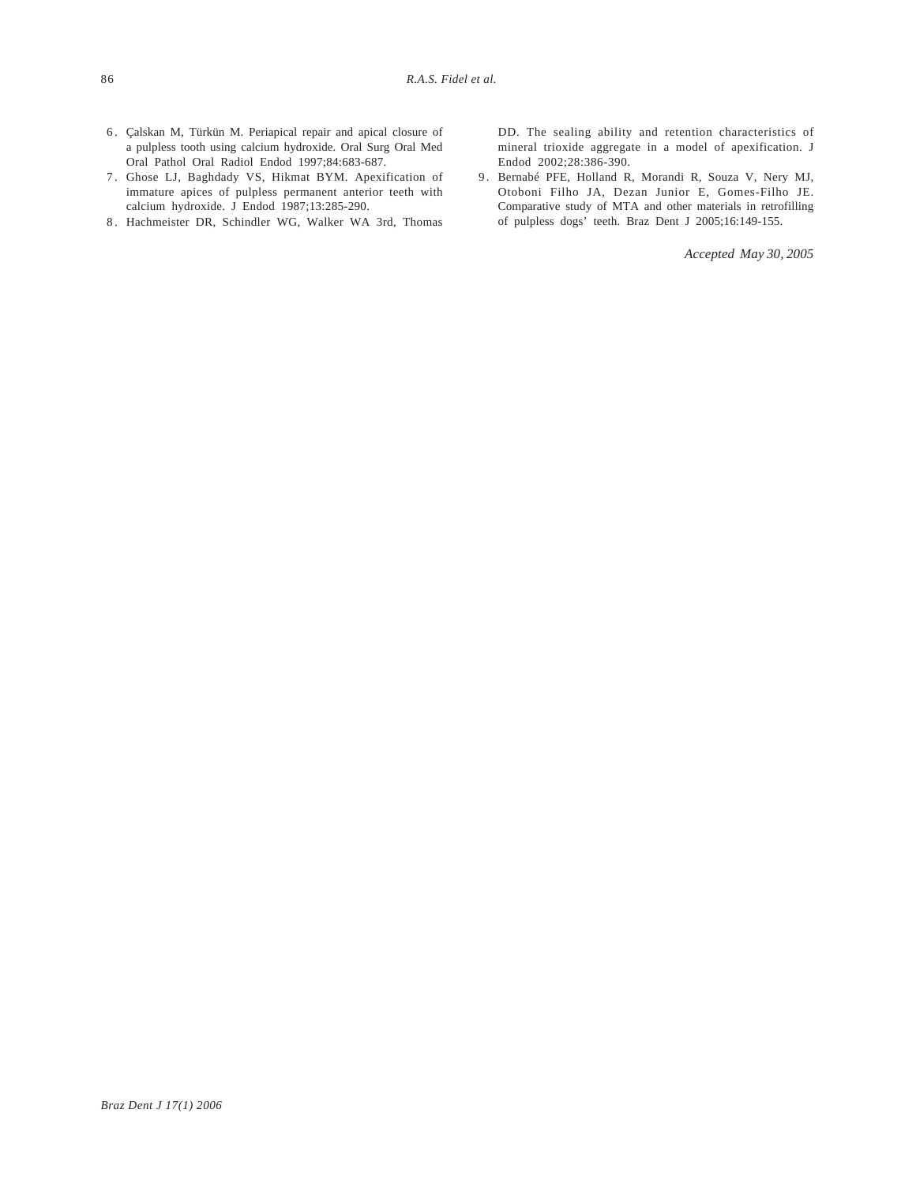6. Çalskan M, Türkün M. Periapical repair and apical closure of a pulpless tooth using calcium hydroxide. Oral Surg Oral Med Oral Pathol Oral Radiol Endod 1997;84:683-687.
7. Ghose LJ, Baghdady VS, Hikmat BYM. Apexification of immature apices of pulpless permanent anterior teeth with calcium hydroxide. J Endod 1987;13:285-290.
8. Hachmeister DR, Schindler WG, Walker WA 3rd, Thomas DD. The sealing ability and retention characteristics of mineral trioxide aggregate in a model of apexification. J Endod 2002;28:386-390.
9. Bernabé PFE, Holland R, Morandi R, Souza V, Nery MJ, Otoboni Filho JA, Dezan Junior E, Gomes-Filho JE. Comparative study of MTA and other materials in retrofilling of pulpless dogs' teeth. Braz Dent J 2005;16:149-155.

*Accepted May 30, 2005*